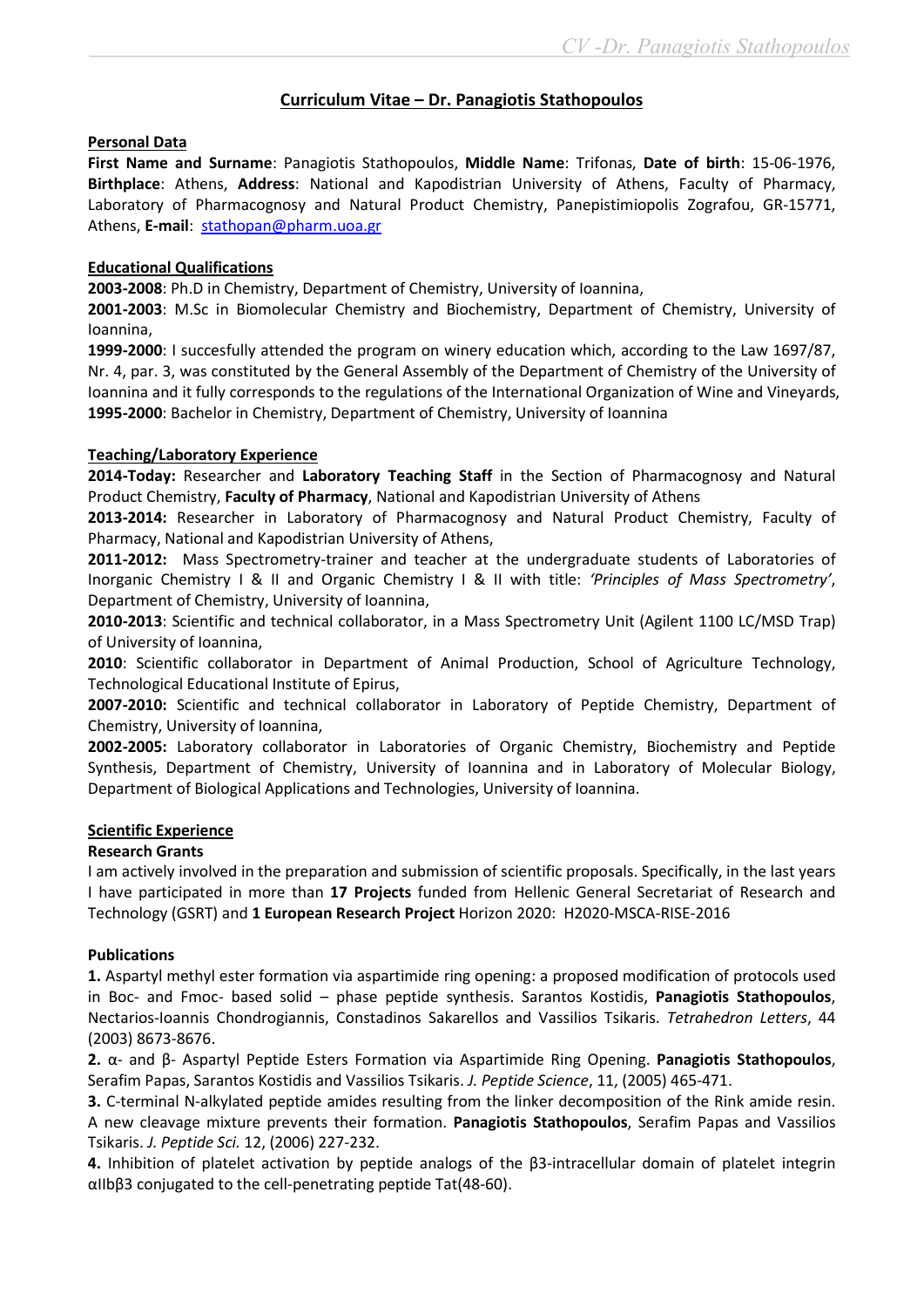# Curriculum Vitae – Dr. Panagiotis Stathopoulos

## Personal Data

**First Name and Surname**: Panagiotis Stathopoulos, **Middle Name**: Trifonas, **Date of birth**: 15-06-1976, **Birthplace**: Athens, **Address**: National and Kapodistrian University of Athens, Faculty of Pharmacy, Laboratory of Pharmacognosy and Natural Product Chemistry, Panepistimiopolis Zografou, GR-15771, Athens, **E-mail**: stathopan@pharm.uoa.gr

## Educational Qualifications

**2003-2008**: Ph.D in Chemistry, Department of Chemistry, University of Ioannina,
**2001-2003**: M.Sc in Biomolecular Chemistry and Biochemistry, Department of Chemistry, University of Ioannina,
**1999-2000**: I succesfully attended the program on winery education which, according to the Law 1697/87, Nr. 4, par. 3, was constituted by the General Assembly of the Department of Chemistry of the University of Ioannina and it fully corresponds to the regulations of the International Organization of Wine and Vineyards,
**1995-2000**: Bachelor in Chemistry, Department of Chemistry, University of Ioannina

## Teaching/Laboratory Experience

**2014-Today:** Researcher and **Laboratory Teaching Staff** in the Section of Pharmacognosy and Natural Product Chemistry, **Faculty of Pharmacy**, National and Kapodistrian University of Athens
**2013-2014:** Researcher in Laboratory of Pharmacognosy and Natural Product Chemistry, Faculty of Pharmacy, National and Kapodistrian University of Athens,
**2011-2012:** Mass Spectrometry-trainer and teacher at the undergraduate students of Laboratories of Inorganic Chemistry I & II and Organic Chemistry I & II with title: *'Principles of Mass Spectrometry'*, Department of Chemistry, University of Ioannina,
**2010-2013**: Scientific and technical collaborator, in a Mass Spectrometry Unit (Agilent 1100 LC/MSD Trap) of University of Ioannina,
**2010**: Scientific collaborator in Department of Animal Production, School of Agriculture Technology, Technological Educational Institute of Epirus,
**2007-2010:** Scientific and technical collaborator in Laboratory of Peptide Chemistry, Department of Chemistry, University of Ioannina,
**2002-2005:** Laboratory collaborator in Laboratories of Organic Chemistry, Biochemistry and Peptide Synthesis, Department of Chemistry, University of Ioannina and in Laboratory of Molecular Biology, Department of Biological Applications and Technologies, University of Ioannina.

## Scientific Experience

### Research Grants

I am actively involved in the preparation and submission of scientific proposals. Specifically, in the last years I have participated in more than **17 Projects** funded from Hellenic General Secretariat of Research and Technology (GSRT) and **1 European Research Project** Horizon 2020: H2020-MSCA-RISE-2016

### Publications

**1.** Aspartyl methyl ester formation via aspartimide ring opening: a proposed modification of protocols used in Boc- and Fmoc- based solid – phase peptide synthesis. Sarantos Kostidis, **Panagiotis Stathopoulos**, Nectarios-Ioannis Chondrogiannis, Constadinos Sakarellos and Vassilios Tsikaris. *Tetrahedron Letters*, 44 (2003) 8673-8676.

**2.** α- and β- Aspartyl Peptide Esters Formation via Aspartimide Ring Opening. **Panagiotis Stathopoulos**, Serafim Papas, Sarantos Kostidis and Vassilios Tsikaris. *J. Peptide Science*, 11, (2005) 465-471.

**3.** C-terminal N-alkylated peptide amides resulting from the linker decomposition of the Rink amide resin. A new cleavage mixture prevents their formation. **Panagiotis Stathopoulos**, Serafim Papas and Vassilios Tsikaris. *J. Peptide Sci.* 12, (2006) 227-232.

**4.** Inhibition of platelet activation by peptide analogs of the β3-intracellular domain of platelet integrin αIIbβ3 conjugated to the cell-penetrating peptide Tat(48-60).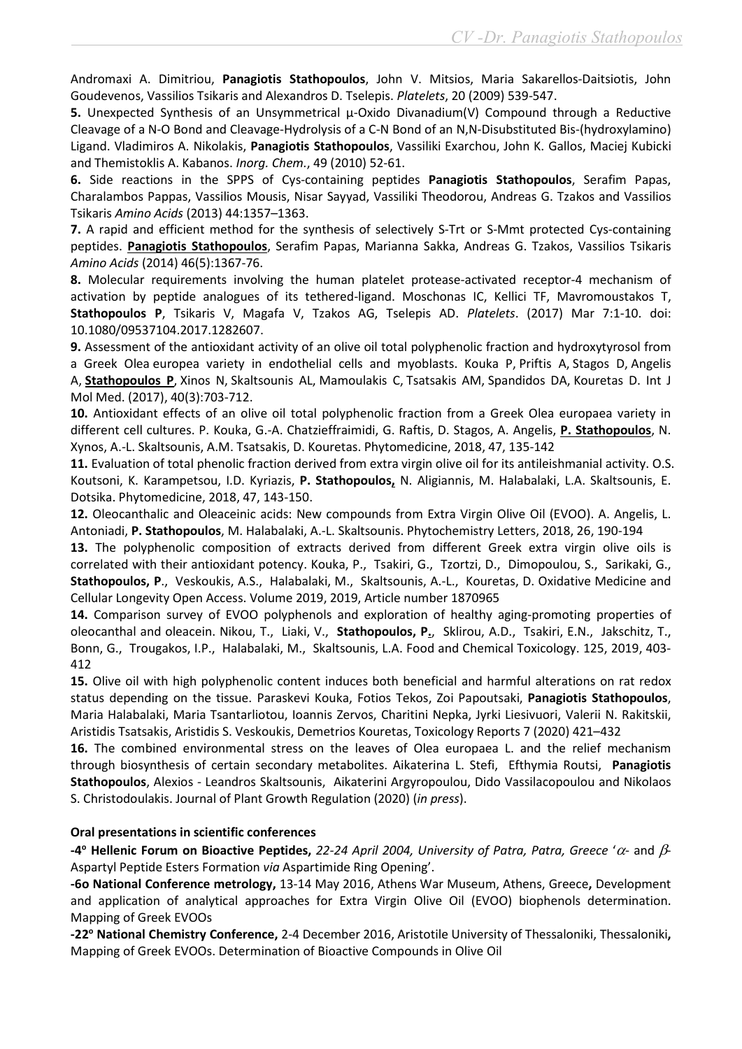Andromaxi A. Dimitriou, **Panagiotis Stathopoulos**, John V. Mitsios, Maria Sakarellos-Daitsiotis, John Goudevenos, Vassilios Tsikaris and Alexandros D. Tselepis. *Platelets*, 20 (2009) 539-547.

**5.** Unexpected Synthesis of an Unsymmetrical μ-Oxido Divanadium(V) Compound through a Reductive Cleavage of a N-O Bond and Cleavage-Hydrolysis of a C-N Bond of an N,N-Disubstituted Bis-(hydroxylamino) Ligand. Vladimiros A. Nikolakis, **Panagiotis Stathopoulos**, Vassiliki Exarchou, John K. Gallos, Maciej Kubicki and Themistoklis A. Kabanos. *Inorg. Chem.*, 49 (2010) 52-61.

**6.** Side reactions in the SPPS of Cys-containing peptides **Panagiotis Stathopoulos**, Serafim Papas, Charalambos Pappas, Vassilios Mousis, Nisar Sayyad, Vassiliki Theodorou, Andreas G. Tzakos and Vassilios Tsikaris *Amino Acids* (2013) 44:1357–1363.

**7.** A rapid and efficient method for the synthesis of selectively S-Trt or S-Mmt protected Cys-containing peptides. **Panagiotis Stathopoulos**, Serafim Papas, Marianna Sakka, Andreas G. Tzakos, Vassilios Tsikaris *Amino Acids* (2014) 46(5):1367-76.

**8.** Molecular requirements involving the human platelet protease-activated receptor-4 mechanism of activation by peptide analogues of its tethered-ligand. Moschonas IC, Kellici TF, Mavromoustakos T, **Stathopoulos P**, Tsikaris V, Magafa V, Tzakos AG, Tselepis AD. *Platelets*. (2017) Mar 7:1-10. doi: 10.1080/09537104.2017.1282607.

**9.** Assessment of the antioxidant activity of an olive oil total polyphenolic fraction and hydroxytyrosol from a Greek Olea europea variety in endothelial cells and myoblasts. Kouka P, Priftis A, Stagos D, Angelis A, **Stathopoulos P**, Xinos N, Skaltsounis AL, Mamoulakis C, Tsatsakis AM, Spandidos DA, Kouretas D. Int J Mol Med. (2017), 40(3):703-712.

**10.** Antioxidant effects of an olive oil total polyphenolic fraction from a Greek Olea europaea variety in different cell cultures. P. Kouka, G.-A. Chatzieffraimidi, G. Raftis, D. Stagos, A. Angelis, **P. Stathopoulos**, N. Xynos, A.-L. Skaltsounis, A.M. Tsatsakis, D. Kouretas. Phytomedicine, 2018, 47, 135-142

**11.** Evaluation of total phenolic fraction derived from extra virgin olive oil for its antileishmanial activity. O.S. Koutsoni, K. Karampetsou, I.D. Kyriazis, **P. Stathopoulos,** N. Aligiannis, M. Halabalaki, L.A. Skaltsounis, E. Dotsika. Phytomedicine, 2018, 47, 143-150.

**12.** Oleocanthalic and Oleaceinic acids: New compounds from Extra Virgin Olive Oil (EVOO). A. Angelis, L. Antoniadi, **P. Stathopoulos**, M. Halabalaki, A.-L. Skaltsounis. Phytochemistry Letters, 2018, 26, 190-194

**13.** The polyphenolic composition of extracts derived from different Greek extra virgin olive oils is correlated with their antioxidant potency. Kouka, P., Tsakiri, G., Tzortzi, D., Dimopoulou, S., Sarikaki, G., **Stathopoulos, P**., Veskoukis, A.S., Halabalaki, M., Skaltsounis, A.-L., Kouretas, D. Oxidative Medicine and Cellular Longevity Open Access. Volume 2019, 2019, Article number 1870965

**14.** Comparison survey of EVOO polyphenols and exploration of healthy aging-promoting properties of oleocanthal and oleacein. Nikou, T., Liaki, V., **Stathopoulos, P.**, Sklirou, A.D., Tsakiri, E.N., Jakschitz, T., Bonn, G., Trougakos, I.P., Halabalaki, M., Skaltsounis, L.A. Food and Chemical Toxicology. 125, 2019, 403-412

**15.** Olive oil with high polyphenolic content induces both beneficial and harmful alterations on rat redox status depending on the tissue. Paraskevi Kouka, Fotios Tekos, Zoi Papoutsaki, **Panagiotis Stathopoulos**, Maria Halabalaki, Maria Tsantarliotou, Ioannis Zervos, Charitini Nepka, Jyrki Liesivuori, Valerii N. Rakitskii, Aristidis Tsatsakis, Aristidis S. Veskoukis, Demetrios Kouretas, Toxicology Reports 7 (2020) 421–432

**16.** The combined environmental stress on the leaves of Olea europaea L. and the relief mechanism through biosynthesis of certain secondary metabolites. Aikaterina L. Stefi, Efthymia Routsi, **Panagiotis Stathopoulos**, Alexios - Leandros Skaltsounis, Aikaterini Argyropoulou, Dido Vassilacopoulou and Nikolaos S. Christodoulakis. Journal of Plant Growth Regulation (2020) (*in press*).

**Oral presentations in scientific conferences**

**-4º Hellenic Forum on Bioactive Peptides,** *22-24 April 2004, University of Patra, Patra, Greece* '$\alpha$- and $\beta$-Aspartyl Peptide Esters Formation *via* Aspartimide Ring Opening'.

**-6o National Conference metrology,** 13-14 May 2016, Athens War Museum, Athens, Greece**,** Development and application of analytical approaches for Extra Virgin Olive Oil (EVOO) biophenols determination. Mapping of Greek EVOOs

**-22º National Chemistry Conference,** 2-4 December 2016, Aristotile University of Thessaloniki, Thessaloniki**,** Mapping of Greek EVOOs. Determination of Bioactive Compounds in Olive Oil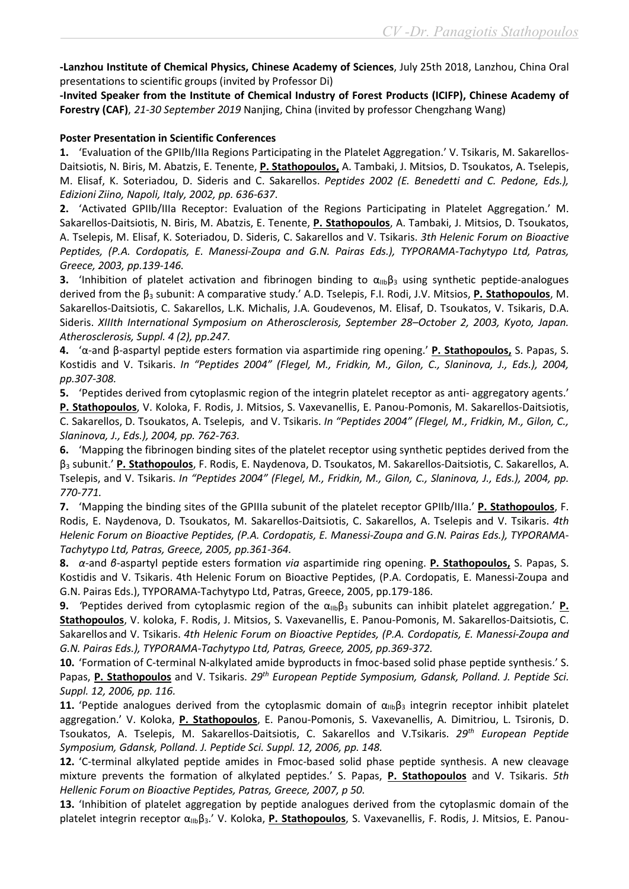**-Lanzhou Institute of Chemical Physics, Chinese Academy of Sciences**, July 25th 2018, Lanzhou, China Oral presentations to scientific groups (invited by Professor Di)

**-Invited Speaker from the Institute of Chemical Industry of Forest Products (ICIFP), Chinese Academy of Forestry (CAF)**, *21-30 September 2019* Nanjing, China (invited by professor Chengzhang Wang)

**Poster Presentation in Scientific Conferences**

**1.** 'Evaluation of the GPIIb/IIIa Regions Participating in the Platelet Aggregation.' V. Tsikaris, M. Sakarellos-Daitsiotis, N. Biris, M. Abatzis, E. Tenente, **P. Stathopoulos,** A. Tambaki, J. Mitsios, D. Tsoukatos, A. Tselepis, M. Elisaf, K. Soteriadou, D. Sideris and C. Sakarellos. *Peptides 2002 (E. Benedetti and C. Pedone, Eds.), Edizioni Ziino, Napoli, Italy, 2002, pp. 636-637*.

**2.** 'Activated GPIIb/IIIa Receptor: Evaluation of the Regions Participating in Platelet Aggregation.' M. Sakarellos-Daitsiotis, N. Biris, M. Abatzis, E. Tenente, **P. Stathopoulos**, A. Tambaki, J. Mitsios, D. Tsoukatos, A. Tselepis, M. Elisaf, K. Soteriadou, D. Sideris, C. Sakarellos and V. Tsikaris. *3th Helenic Forum on Bioactive Peptides, (P.A. Cordopatis, E. Manessi-Zoupa and G.N. Pairas Eds.), TYPORAMA-Tachytypo Ltd, Patras, Greece, 2003, pp.139-146.*

**3.** 'Inhibition of platelet activation and fibrinogen binding to $\alpha_{IIb}\beta_3$ using synthetic peptide-analogues derived from the $\beta_3$ subunit: A comparative study.' A.D. Tselepis, F.I. Rodi, J.V. Mitsios, **P. Stathopoulos**, M. Sakarellos-Daitsiotis, C. Sakarellos, L.K. Michalis, J.A. Goudevenos, M. Elisaf, D. Tsoukatos, V. Tsikaris, D.A. Sideris. *XIIIth International Symposium on Atherosclerosis, September 28–October 2, 2003, Kyoto, Japan. Atherosclerosis, Suppl. 4 (2), pp.247.*

**4.** 'α-and β-aspartyl peptide esters formation via aspartimide ring opening.' **P. Stathopoulos,** S. Papas, S. Kostidis and V. Tsikaris. *In "Peptides 2004" (Flegel, M., Fridkin, M., Gilon, C., Slaninova, J., Eds.), 2004, pp.307-308.*

**5.** 'Peptides derived from cytoplasmic region of the integrin platelet receptor as anti- aggregatory agents.' **P. Stathopoulos**, V. Koloka, F. Rodis, J. Mitsios, S. Vaxevanellis, E. Panou-Pomonis, M. Sakarellos-Daitsiotis, C. Sakarellos, D. Tsoukatos, A. Tselepis, and V. Tsikaris. *In "Peptides 2004" (Flegel, M., Fridkin, M., Gilon, C., Slaninova, J., Eds.), 2004, pp. 762-763.*

**6.** 'Mapping the fibrinogen binding sites of the platelet receptor using synthetic peptides derived from the $\beta_3$ subunit.' **P. Stathopoulos**, F. Rodis, E. Naydenova, D. Tsoukatos, M. Sakarellos-Daitsiotis, C. Sakarellos, A. Tselepis, and V. Tsikaris. *In "Peptides 2004" (Flegel, M., Fridkin, M., Gilon, C., Slaninova, J., Eds.), 2004, pp. 770-771.*

**7.** 'Mapping the binding sites of the GPIIIa subunit of the platelet receptor GPIIb/IIIa.' **P. Stathopoulos**, F. Rodis, E. Naydenova, D. Tsoukatos, M. Sakarellos-Daitsiotis, C. Sakarellos, A. Tselepis and V. Tsikaris. *4th Helenic Forum on Bioactive Peptides, (P.A. Cordopatis, E. Manessi-Zoupa and G.N. Pairas Eds.), TYPORAMA-Tachytypo Ltd, Patras, Greece, 2005, pp.361-364.*

**8.** *α*-and *β*-aspartyl peptide esters formation *via* aspartimide ring opening. **P. Stathopoulos,** S. Papas, S. Kostidis and V. Tsikaris. 4th Helenic Forum on Bioactive Peptides, (P.A. Cordopatis, E. Manessi-Zoupa and G.N. Pairas Eds.), TYPORAMA-Tachytypo Ltd, Patras, Greece, 2005, pp.179-186.

**9.** *'*Peptides derived from cytoplasmic region of the $\alpha_{IIb}\beta_3$ subunits can inhibit platelet aggregation.' **P. Stathopoulos**, V. koloka, F. Rodis, J. Mitsios, S. Vaxevanellis, E. Panou-Pomonis, M. Sakarellos-Daitsiotis, C. Sakarellos and V. Tsikaris. *4th Helenic Forum on Bioactive Peptides, (P.A. Cordopatis, E. Manessi-Zoupa and G.N. Pairas Eds.), TYPORAMA-Tachytypo Ltd, Patras, Greece, 2005, pp.369-372.*

**10.** 'Formation of C-terminal N-alkylated amide byproducts in fmoc-based solid phase peptide synthesis.' S. Papas, **P. Stathopoulos** and V. Tsikaris. *29th European Peptide Symposium, Gdansk, Polland. J. Peptide Sci. Suppl. 12, 2006, pp. 116.*

**11.** 'Peptide analogues derived from the cytoplasmic domain of $\alpha_{IIb}\beta_3$ integrin receptor inhibit platelet aggregation.' V. Koloka, **P. Stathopoulos**, E. Panou-Pomonis, S. Vaxevanellis, A. Dimitriou, L. Tsironis, D. Tsoukatos, A. Tselepis, M. Sakarellos-Daitsiotis, C. Sakarellos and V.Tsikaris. *29th European Peptide Symposium, Gdansk, Polland. J. Peptide Sci. Suppl. 12, 2006, pp. 148.*

**12.** 'C-terminal alkylated peptide amides in Fmoc-based solid phase peptide synthesis. A new cleavage mixture prevents the formation of alkylated peptides.' S. Papas, **P. Stathopoulos** and V. Tsikaris. *5th Hellenic Forum on Bioactive Peptides, Patras, Greece, 2007, p 50.*

**13.** 'Inhibition of platelet aggregation by peptide analogues derived from the cytoplasmic domain of the platelet integrin receptor $\alpha_{IIb}\beta_3$.' V. Koloka, **P. Stathopoulos**, S. Vaxevanellis, F. Rodis, J. Mitsios, E. Panou-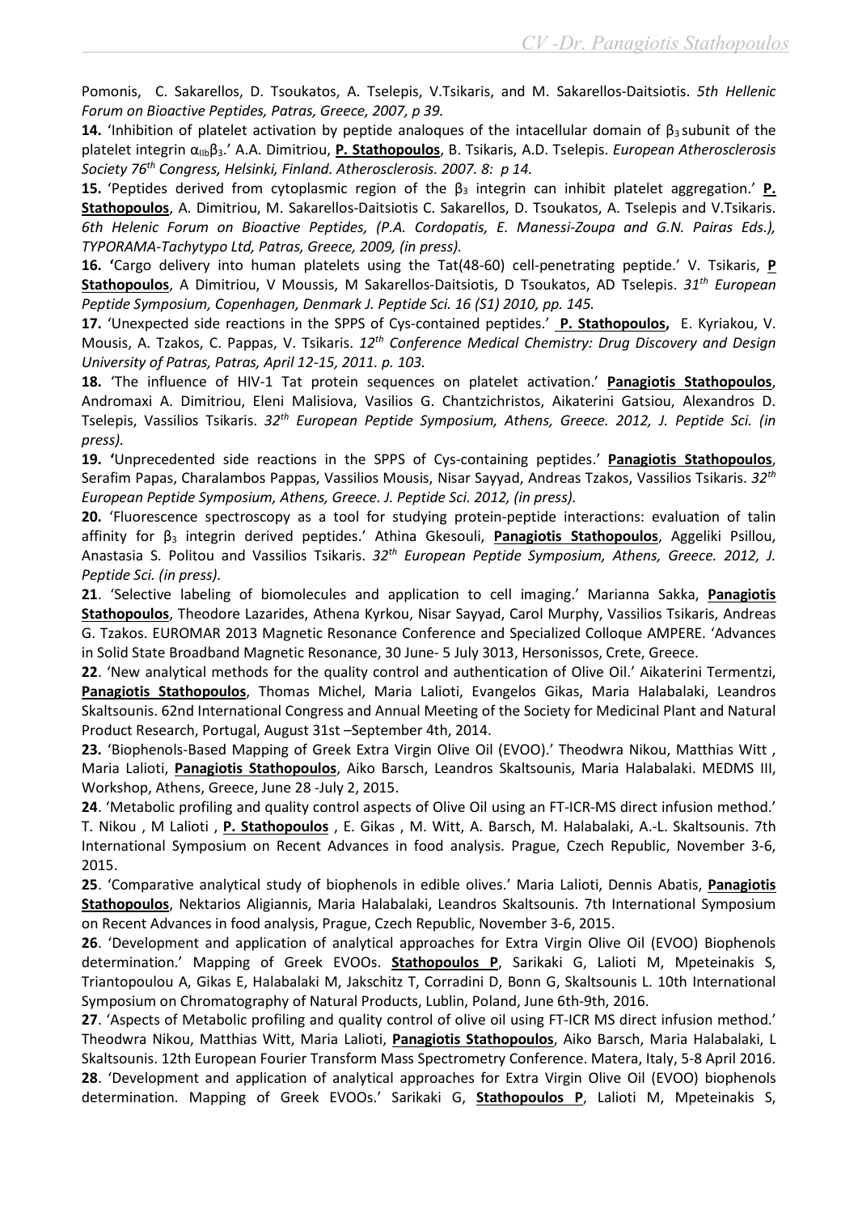Pomonis, C. Sakarellos, D. Tsoukatos, A. Tselepis, V.Tsikaris, and M. Sakarellos-Daitsiotis. *5th Hellenic Forum on Bioactive Peptides, Patras, Greece, 2007, p 39.*

**14.** 'Inhibition of platelet activation by peptide analoques of the intacellular domain of $\beta_3$ subunit of the platelet integrin $\alpha_{IIb}\beta_3$.' A.A. Dimitriou, **P. Stathopoulos**, B. Tsikaris, A.D. Tselepis. *European Atherosclerosis Society 76th Congress, Helsinki, Finland. Atherosclerosis. 2007. 8: p 14.*

**15.** 'Peptides derived from cytoplasmic region of the $\beta_3$ integrin can inhibit platelet aggregation.' **P. Stathopoulos**, A. Dimitriou, M. Sakarellos-Daitsiotis C. Sakarellos, D. Tsoukatos, A. Tselepis and V.Tsikaris. *6th Helenic Forum on Bioactive Peptides, (P.A. Cordopatis, E. Manessi-Zoupa and G.N. Pairas Eds.), TYPORAMA-Tachytypo Ltd, Patras, Greece, 2009, (in press).*

**16.** 'Cargo delivery into human platelets using the Tat(48-60) cell-penetrating peptide.' V. Tsikaris, **P Stathopoulos**, A Dimitriou, V Moussis, M Sakarellos-Daitsiotis, D Tsoukatos, AD Tselepis. *31th European Peptide Symposium, Copenhagen, Denmark J. Peptide Sci. 16 (S1) 2010, pp. 145.*

**17.** 'Unexpected side reactions in the SPPS of Cys-contained peptides.' **P. Stathopoulos,** E. Kyriakou, V. Mousis, A. Tzakos, C. Pappas, V. Tsikaris. *12th Conference Medical Chemistry: Drug Discovery and Design University of Patras, Patras, April 12-15, 2011. p. 103.*

**18.** 'The influence of HIV-1 Tat protein sequences on platelet activation.' **Panagiotis Stathopoulos**, Andromaxi A. Dimitriou, Eleni Malisiova, Vasilios G. Chantzichristos, Aikaterini Gatsiou, Alexandros D. Tselepis, Vassilios Tsikaris. *32th European Peptide Symposium, Athens, Greece. 2012, J. Peptide Sci. (in press).*

**19.** 'Unprecedented side reactions in the SPPS of Cys-containing peptides.' **Panagiotis Stathopoulos**, Serafim Papas, Charalambos Pappas, Vassilios Mousis, Nisar Sayyad, Andreas Tzakos, Vassilios Tsikaris. *32th European Peptide Symposium, Athens, Greece. J. Peptide Sci. 2012, (in press).*

**20.** 'Fluorescence spectroscopy as a tool for studying protein-peptide interactions: evaluation of talin affinity for $\beta_3$ integrin derived peptides.' Athina Gkesouli, **Panagiotis Stathopoulos**, Aggeliki Psillou, Anastasia S. Politou and Vassilios Tsikaris. *32th European Peptide Symposium, Athens, Greece. 2012, J. Peptide Sci. (in press).*

**21**. 'Selective labeling of biomolecules and application to cell imaging.' Marianna Sakka, **Panagiotis Stathopoulos**, Theodore Lazarides, Athena Kyrkou, Nisar Sayyad, Carol Murphy, Vassilios Tsikaris, Andreas G. Tzakos. EUROMAR 2013 Magnetic Resonance Conference and Specialized Colloque AMPERE. 'Advances in Solid State Broadband Magnetic Resonance, 30 June- 5 July 3013, Hersonissos, Crete, Greece.

**22**. 'New analytical methods for the quality control and authentication of Olive Oil.' Aikaterini Termentzi, **Panagiotis Stathopoulos**, Thomas Michel, Maria Lalioti, Evangelos Gikas, Maria Halabalaki, Leandros Skaltsounis. 62nd International Congress and Annual Meeting of the Society for Medicinal Plant and Natural Product Research, Portugal, August 31st –September 4th, 2014.

**23.** 'Biophenols-Based Mapping of Greek Extra Virgin Olive Oil (EVOO).' Theodwra Nikou, Matthias Witt , Maria Lalioti, **Panagiotis Stathopoulos**, Aiko Barsch, Leandros Skaltsounis, Maria Halabalaki. MEDMS III, Workshop, Athens, Greece, June 28 -July 2, 2015.

**24**. 'Metabolic profiling and quality control aspects of Olive Oil using an FT-ICR-MS direct infusion method.' T. Nikou , M Lalioti , **P. Stathopoulos** , E. Gikas , M. Witt, A. Barsch, M. Halabalaki, A.-L. Skaltsounis. 7th International Symposium on Recent Advances in food analysis. Prague, Czech Republic, November 3-6, 2015.

**25**. 'Comparative analytical study of biophenols in edible olives.' Maria Lalioti, Dennis Abatis, **Panagiotis Stathopoulos**, Nektarios Aligiannis, Maria Halabalaki, Leandros Skaltsounis. 7th International Symposium on Recent Advances in food analysis, Prague, Czech Republic, November 3-6, 2015.

**26**. 'Development and application of analytical approaches for Extra Virgin Olive Oil (EVOO) Biophenols determination.' Mapping of Greek EVOOs. **Stathopoulos P**, Sarikaki G, Lalioti M, Mpeteinakis S, Triantopoulou A, Gikas E, Halabalaki M, Jakschitz T, Corradini D, Bonn G, Skaltsounis L. 10th International Symposium on Chromatography of Natural Products, Lublin, Poland, June 6th-9th, 2016.

**27**. 'Aspects of Metabolic profiling and quality control of olive oil using FT-ICR MS direct infusion method.' Theodwra Nikou, Matthias Witt, Maria Lalioti, **Panagiotis Stathopoulos**, Aiko Barsch, Maria Halabalaki, L Skaltsounis. 12th European Fourier Transform Mass Spectrometry Conference. Matera, Italy, 5-8 April 2016.

**28**. 'Development and application of analytical approaches for Extra Virgin Olive Oil (EVOO) biophenols determination. Mapping of Greek EVOOs.' Sarikaki G, **Stathopoulos P**, Lalioti M, Mpeteinakis S,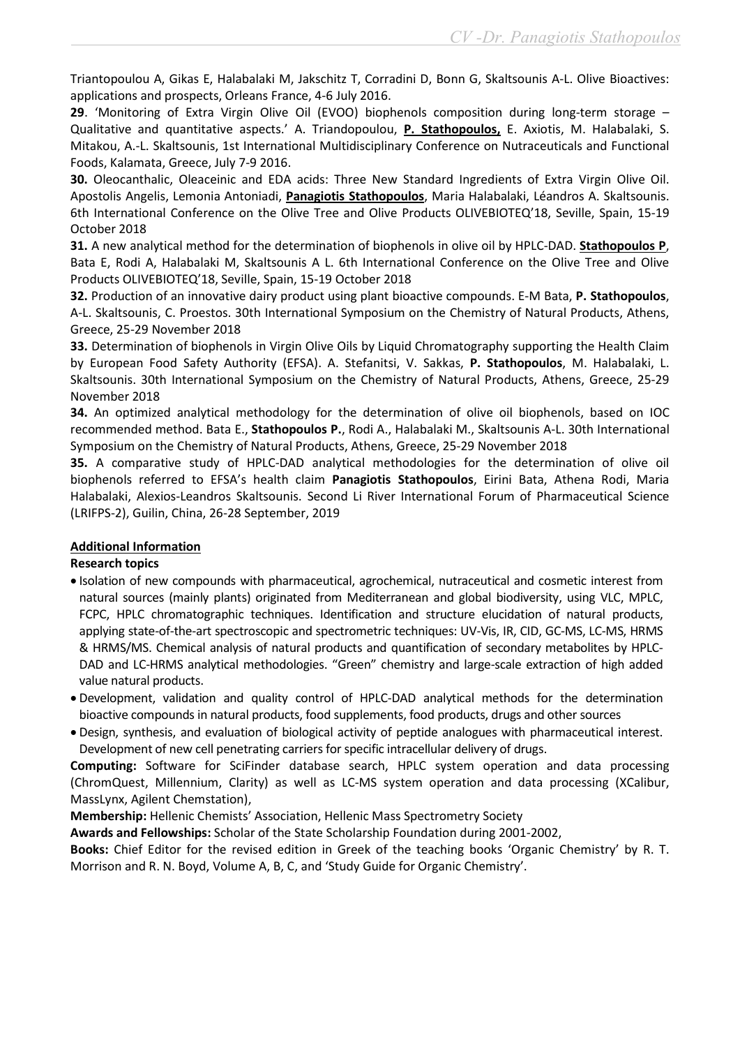Triantopoulou A, Gikas E, Halabalaki M, Jakschitz T, Corradini D, Bonn G, Skaltsounis A-L. Olive Bioactives: applications and prospects, Orleans France, 4-6 July 2016.

**29**. 'Monitoring of Extra Virgin Olive Oil (EVOO) biophenols composition during long-term storage – Qualitative and quantitative aspects.' A. Triandopoulou, **P. Stathopoulos,** E. Axiotis, M. Halabalaki, S. Mitakou, A.-L. Skaltsounis, 1st International Multidisciplinary Conference on Nutraceuticals and Functional Foods, Kalamata, Greece, July 7-9 2016.

**30.** Oleocanthalic, Oleaceinic and EDA acids: Three New Standard Ingredients of Extra Virgin Olive Oil. Apostolis Angelis, Lemonia Antoniadi, **Panagiotis Stathopoulos**, Maria Halabalaki, Léandros A. Skaltsounis. 6th International Conference on the Olive Tree and Olive Products OLIVEBIOTEQ'18, Seville, Spain, 15-19 October 2018

**31.** A new analytical method for the determination of biophenols in olive oil by HPLC-DAD. **Stathopoulos P**, Bata E, Rodi A, Halabalaki M, Skaltsounis A L. 6th International Conference on the Olive Tree and Olive Products OLIVEBIOTEQ'18, Seville, Spain, 15-19 October 2018

**32.** Production of an innovative dairy product using plant bioactive compounds. E-M Bata, **P. Stathopoulos**, A-L. Skaltsounis, C. Proestos. 30th International Symposium on the Chemistry of Natural Products, Athens, Greece, 25-29 November 2018

**33.** Determination of biophenols in Virgin Olive Oils by Liquid Chromatography supporting the Health Claim by European Food Safety Authority (EFSA). A. Stefanitsi, V. Sakkas, **P. Stathopoulos**, M. Halabalaki, L. Skaltsounis. 30th International Symposium on the Chemistry of Natural Products, Athens, Greece, 25-29 November 2018

**34.** An optimized analytical methodology for the determination of olive oil biophenols, based on IOC recommended method. Bata E., **Stathopoulos P.**, Rodi A., Halabalaki M., Skaltsounis A-L. 30th International Symposium on the Chemistry of Natural Products, Athens, Greece, 25-29 November 2018

**35.** A comparative study of HPLC-DAD analytical methodologies for the determination of olive oil biophenols referred to EFSA's health claim **Panagiotis Stathopoulos**, Eirini Bata, Athena Rodi, Maria Halabalaki, Alexios-Leandros Skaltsounis. Second Li River International Forum of Pharmaceutical Science (LRIFPS-2), Guilin, China, 26-28 September, 2019

## Additional Information

**Research topics**

- Isolation of new compounds with pharmaceutical, agrochemical, nutraceutical and cosmetic interest from natural sources (mainly plants) originated from Mediterranean and global biodiversity, using VLC, MPLC, FCPC, HPLC chromatographic techniques. Identification and structure elucidation of natural products, applying state-of-the-art spectroscopic and spectrometric techniques: UV-Vis, IR, CID, GC-MS, LC-MS, HRMS & HRMS/MS. Chemical analysis of natural products and quantification of secondary metabolites by HPLC-DAD and LC-HRMS analytical methodologies. "Green" chemistry and large-scale extraction of high added value natural products.
- Development, validation and quality control of HPLC-DAD analytical methods for the determination bioactive compounds in natural products, food supplements, food products, drugs and other sources
- Design, synthesis, and evaluation of biological activity of peptide analogues with pharmaceutical interest. Development of new cell penetrating carriers for specific intracellular delivery of drugs.

**Computing:** Software for SciFinder database search, HPLC system operation and data processing (ChromQuest, Millennium, Clarity) as well as LC-MS system operation and data processing (XCalibur, MassLynx, Agilent Chemstation),

**Membership:** Hellenic Chemists' Association, Hellenic Mass Spectrometry Society

**Awards and Fellowships:** Scholar of the State Scholarship Foundation during 2001-2002,

**Books:** Chief Editor for the revised edition in Greek of the teaching books 'Organic Chemistry' by R. T. Morrison and R. N. Boyd, Volume A, B, C, and 'Study Guide for Organic Chemistry'.